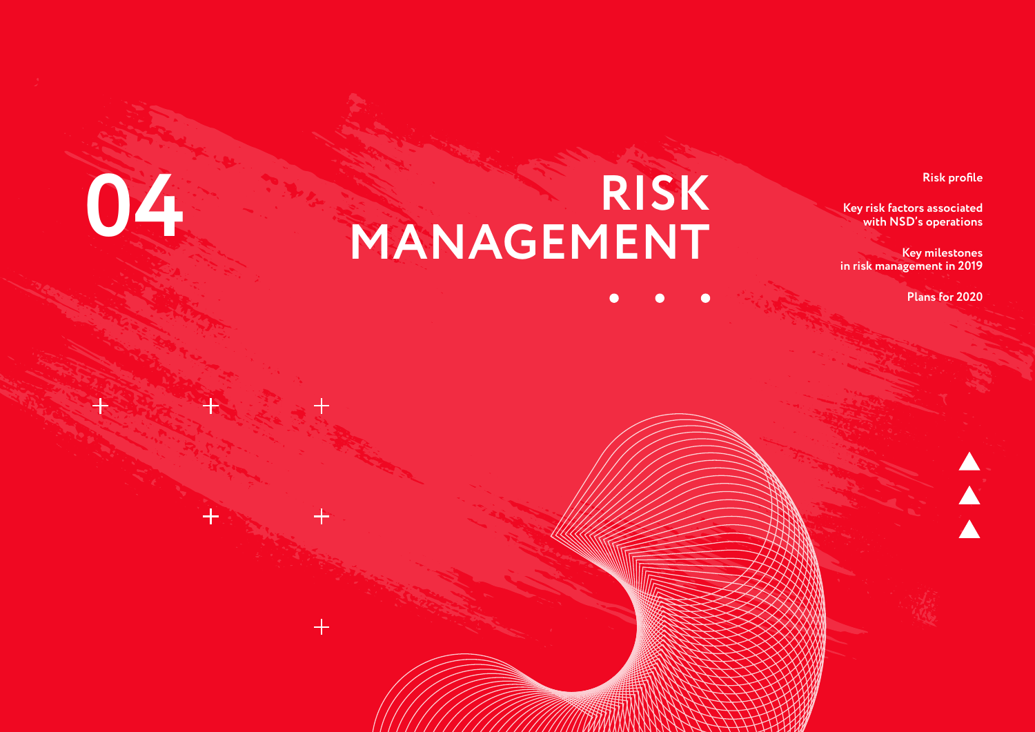# 04 RISK MANAGEMENT

- Risk profile
- Key risk factors associated with NSD's operations
- Key milestones in risk management in 2019
- Plans for 2020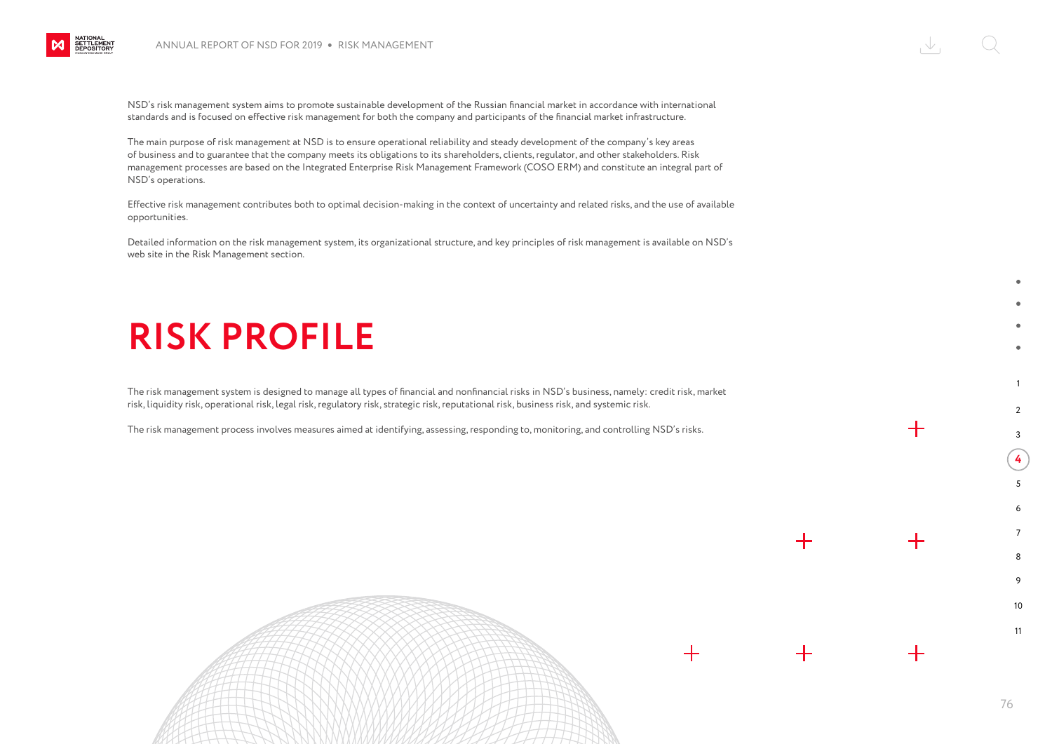NSD's risk management system aims to promote sustainable development of the Russian financial market in accordance with international standards and is focused on effective risk management for both the company and participants of the financial market infrastructure.

The main purpose of risk management at NSD is to ensure operational reliability and steady development of the company's key areas of business and to guarantee that the company meets its obligations to its shareholders, clients, regulator, and other stakeholders. Risk management processes are based on the Integrated Enterprise Risk Management Framework (COSO ERM) and constitute an integral part of NSD's operations.

Effective risk management contributes both to optimal decision-making in the context of uncertainty and related risks, and the use of available opportunities.

Detailed information on the risk management system, its organizational structure, and key principles of risk management is available on NSD's web site in the Risk Management section.

# RISK PROFILE

The risk management system is designed to manage all types of financial and nonfinancial risks in NSD's business, namely: credit risk, market risk, liquidity risk, operational risk, legal risk, regulatory risk, strategic risk, reputational risk, business risk, and systemic risk.

The risk management process involves measures aimed at identifying, assessing, responding to, monitoring, and controlling NSD's risks.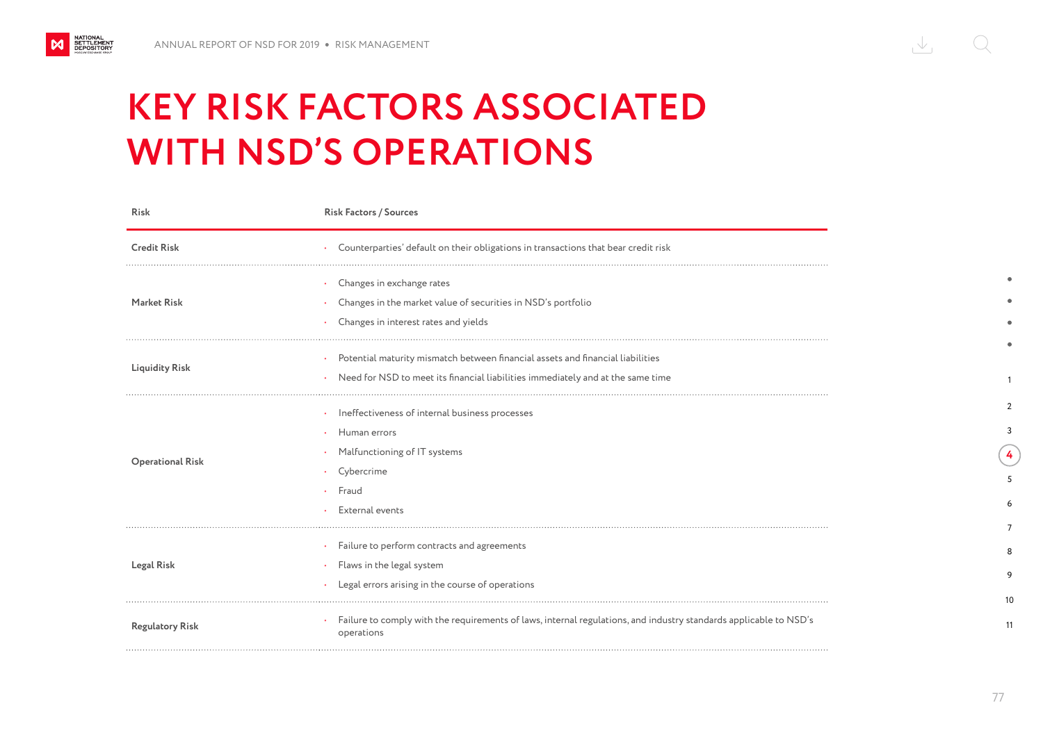# KEY RISK FACTORS ASSOCIATED WITH NSD'S OPERATIONS

| Risk | Risk Factors / Sources |
|---|---|
| **Credit Risk** | • Counterparties' default on their obligations in transactions that bear credit risk |
| **Market Risk** | • Changes in exchange rates<br>• Changes in the market value of securities in NSD's portfolio<br>• Changes in interest rates and yields |
| **Liquidity Risk** | • Potential maturity mismatch between financial assets and financial liabilities<br>• Need for NSD to meet its financial liabilities immediately and at the same time |
| **Operational Risk** | • Ineffectiveness of internal business processes<br>• Human errors<br>• Malfunctioning of IT systems<br>• Cybercrime<br>• Fraud<br>• External events |
| **Legal Risk** | • Failure to perform contracts and agreements<br>• Flaws in the legal system<br>• Legal errors arising in the course of operations |
| **Regulatory Risk** | • Failure to comply with the requirements of laws, internal regulations, and industry standards applicable to NSD's operations |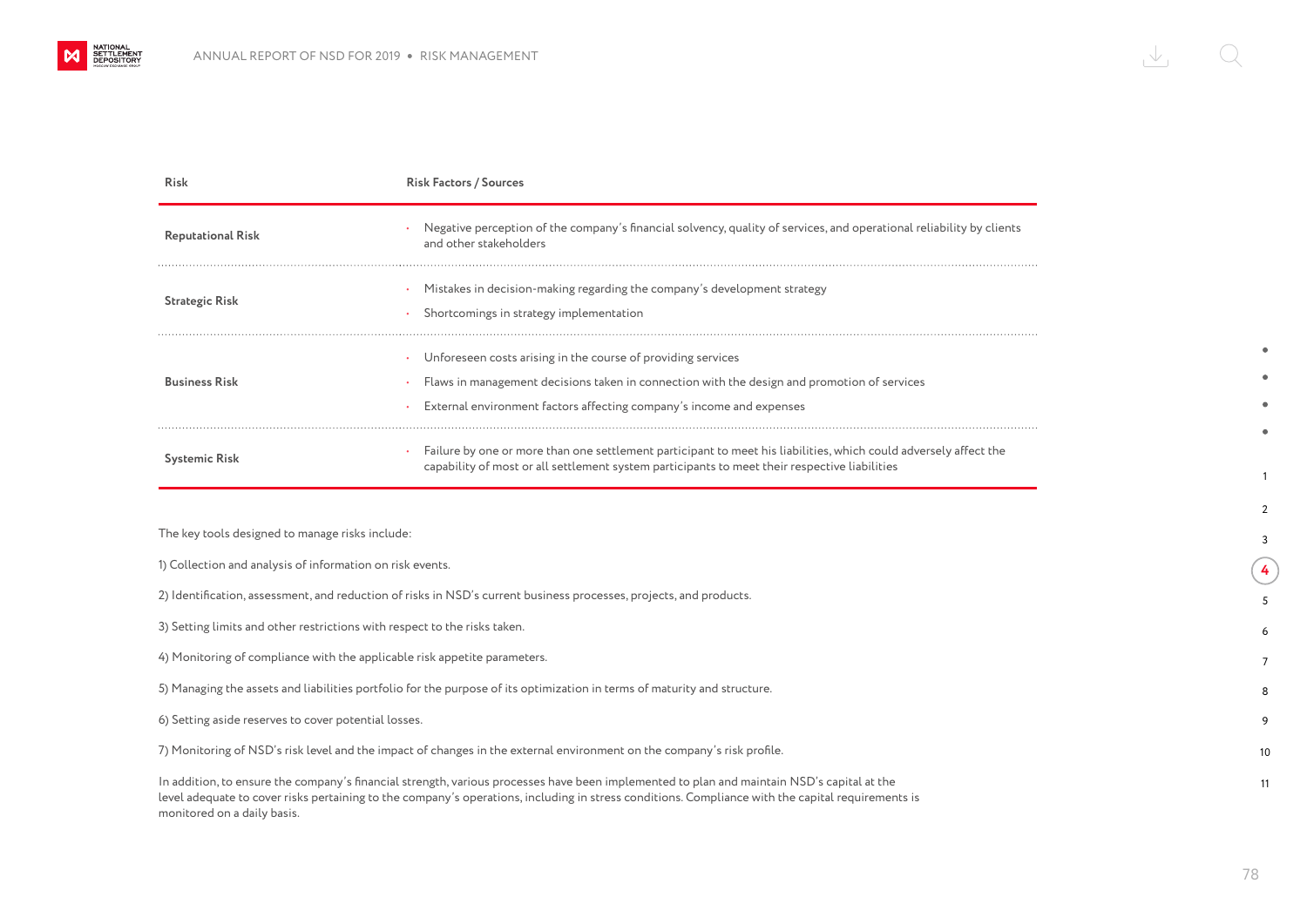| Risk | Risk Factors / Sources |
|---|---|
| **Reputational Risk** | • Negative perception of the company's financial solvency, quality of services, and operational reliability by clients and other stakeholders |
| **Strategic Risk** | • Mistakes in decision-making regarding the company's development strategy<br>• Shortcomings in strategy implementation |
| **Business Risk** | • Unforeseen costs arising in the course of providing services<br>• Flaws in management decisions taken in connection with the design and promotion of services<br>• External environment factors affecting company's income and expenses |
| **Systemic Risk** | • Failure by one or more than one settlement participant to meet his liabilities, which could adversely affect the capability of most or all settlement system participants to meet their respective liabilities |

The key tools designed to manage risks include:

1) Collection and analysis of information on risk events.

2) Identification, assessment, and reduction of risks in NSD's current business processes, projects, and products.

3) Setting limits and other restrictions with respect to the risks taken.

4) Monitoring of compliance with the applicable risk appetite parameters.

5) Managing the assets and liabilities portfolio for the purpose of its optimization in terms of maturity and structure.

6) Setting aside reserves to cover potential losses.

7) Monitoring of NSD's risk level and the impact of changes in the external environment on the company's risk profile.

In addition, to ensure the company's financial strength, various processes have been implemented to plan and maintain NSD's capital at the level adequate to cover risks pertaining to the company's operations, including in stress conditions. Compliance with the capital requirements is monitored on a daily basis.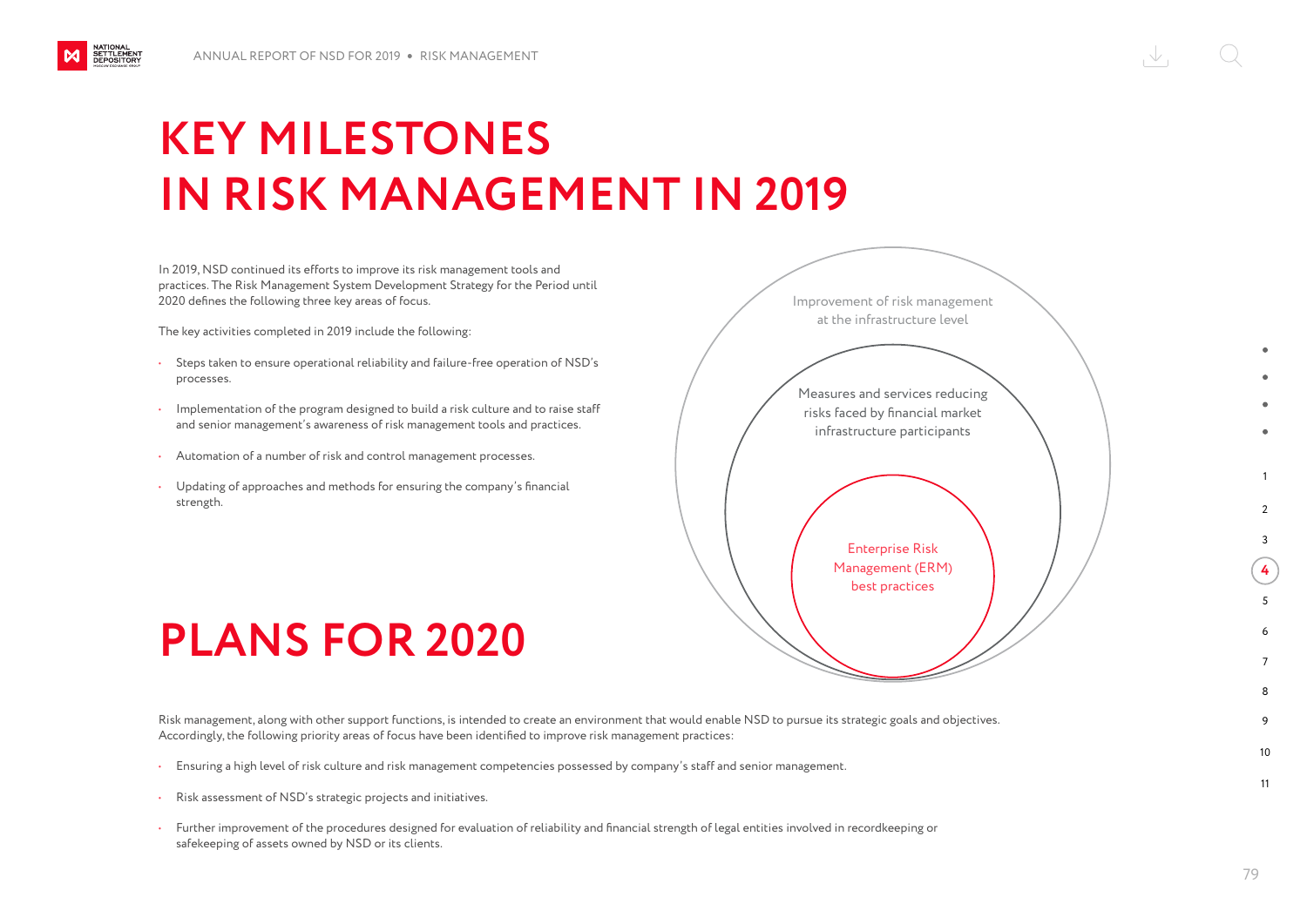# KEY MILESTONES IN RISK MANAGEMENT IN 2019

In 2019, NSD continued its efforts to improve its risk management tools and practices. The Risk Management System Development Strategy for the Period until 2020 defines the following three key areas of focus.

Improvement of risk management at the infrastructure level

Measures and services reducing risks faced by financial market infrastructure participants

Enterprise Risk Management (ERM) best practices

The key activities completed in 2019 include the following:

- Steps taken to ensure operational reliability and failure-free operation of NSD's processes.
- Implementation of the program designed to build a risk culture and to raise staff and senior management's awareness of risk management tools and practices.
- Automation of a number of risk and control management processes.
- Updating of approaches and methods for ensuring the company's financial strength.

# PLANS FOR 2020

Risk management, along with other support functions, is intended to create an environment that would enable NSD to pursue its strategic goals and objectives. Accordingly, the following priority areas of focus have been identified to improve risk management practices:

- Ensuring a high level of risk culture and risk management competencies possessed by company's staff and senior management.
- Risk assessment of NSD's strategic projects and initiatives.
- Further improvement of the procedures designed for evaluation of reliability and financial strength of legal entities involved in recordkeeping or safekeeping of assets owned by NSD or its clients.